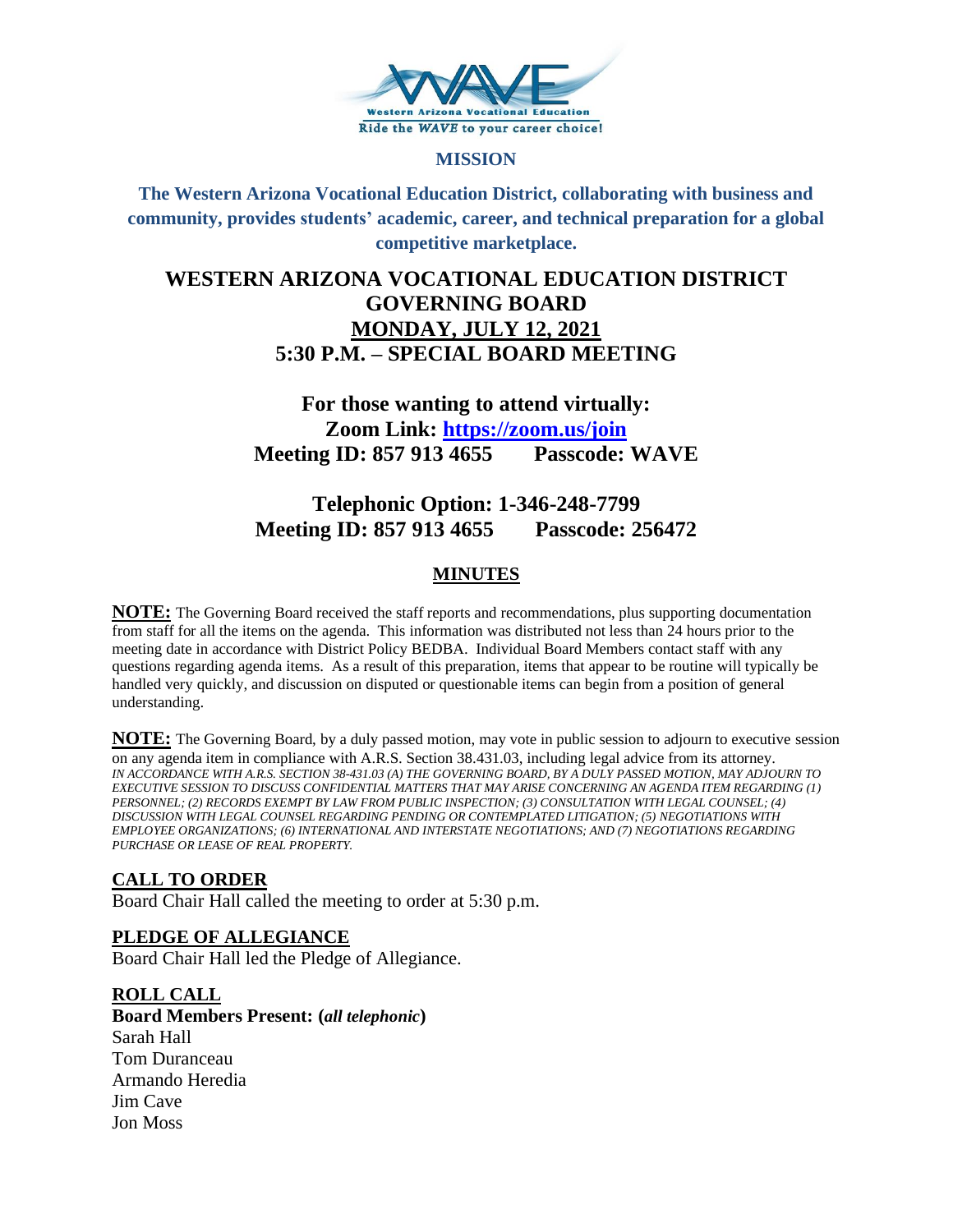Western Arizona Vocational Education

Ride the *WAVE* to your career choice!

**MISSION**

**The Western Arizona Vocational Education District, collaborating with business and community, provides students' academic, career, and technical preparation for a global competitive marketplace.**

# WESTERN ARIZONA VOCATIONAL EDUCATION DISTRICT GOVERNING BOARD

## MONDAY, JULY 12, 2021

## 5:30 P.M. – SPECIAL BOARD MEETING

**For those wanting to attend virtually:**
**Zoom Link: https://zoom.us/join**
**Meeting ID: 857 913 4655 Passcode: WAVE**

**Telephonic Option: 1-346-248-7799**
**Meeting ID: 857 913 4655 Passcode: 256472**

## MINUTES

**NOTE:** The Governing Board received the staff reports and recommendations, plus supporting documentation from staff for all the items on the agenda. This information was distributed not less than 24 hours prior to the meeting date in accordance with District Policy BEDBA. Individual Board Members contact staff with any questions regarding agenda items. As a result of this preparation, items that appear to be routine will typically be handled very quickly, and discussion on disputed or questionable items can begin from a position of general understanding.

**NOTE:** The Governing Board, by a duly passed motion, may vote in public session to adjourn to executive session on any agenda item in compliance with A.R.S. Section 38.431.03, including legal advice from its attorney.
*IN ACCORDANCE WITH A.R.S. SECTION 38-431.03 (A) THE GOVERNING BOARD, BY A DULY PASSED MOTION, MAY ADJOURN TO EXECUTIVE SESSION TO DISCUSS CONFIDENTIAL MATTERS THAT MAY ARISE CONCERNING AN AGENDA ITEM REGARDING (1) PERSONNEL; (2) RECORDS EXEMPT BY LAW FROM PUBLIC INSPECTION; (3) CONSULTATION WITH LEGAL COUNSEL; (4) DISCUSSION WITH LEGAL COUNSEL REGARDING PENDING OR CONTEMPLATED LITIGATION; (5) NEGOTIATIONS WITH EMPLOYEE ORGANIZATIONS; (6) INTERNATIONAL AND INTERSTATE NEGOTIATIONS; AND (7) NEGOTIATIONS REGARDING PURCHASE OR LEASE OF REAL PROPERTY.*

### CALL TO ORDER
Board Chair Hall called the meeting to order at 5:30 p.m.

### PLEDGE OF ALLEGIANCE
Board Chair Hall led the Pledge of Allegiance.

### ROLL CALL
**Board Members Present: (*all telephonic*)**
Sarah Hall
Tom Duranceau
Armando Heredia
Jim Cave
Jon Moss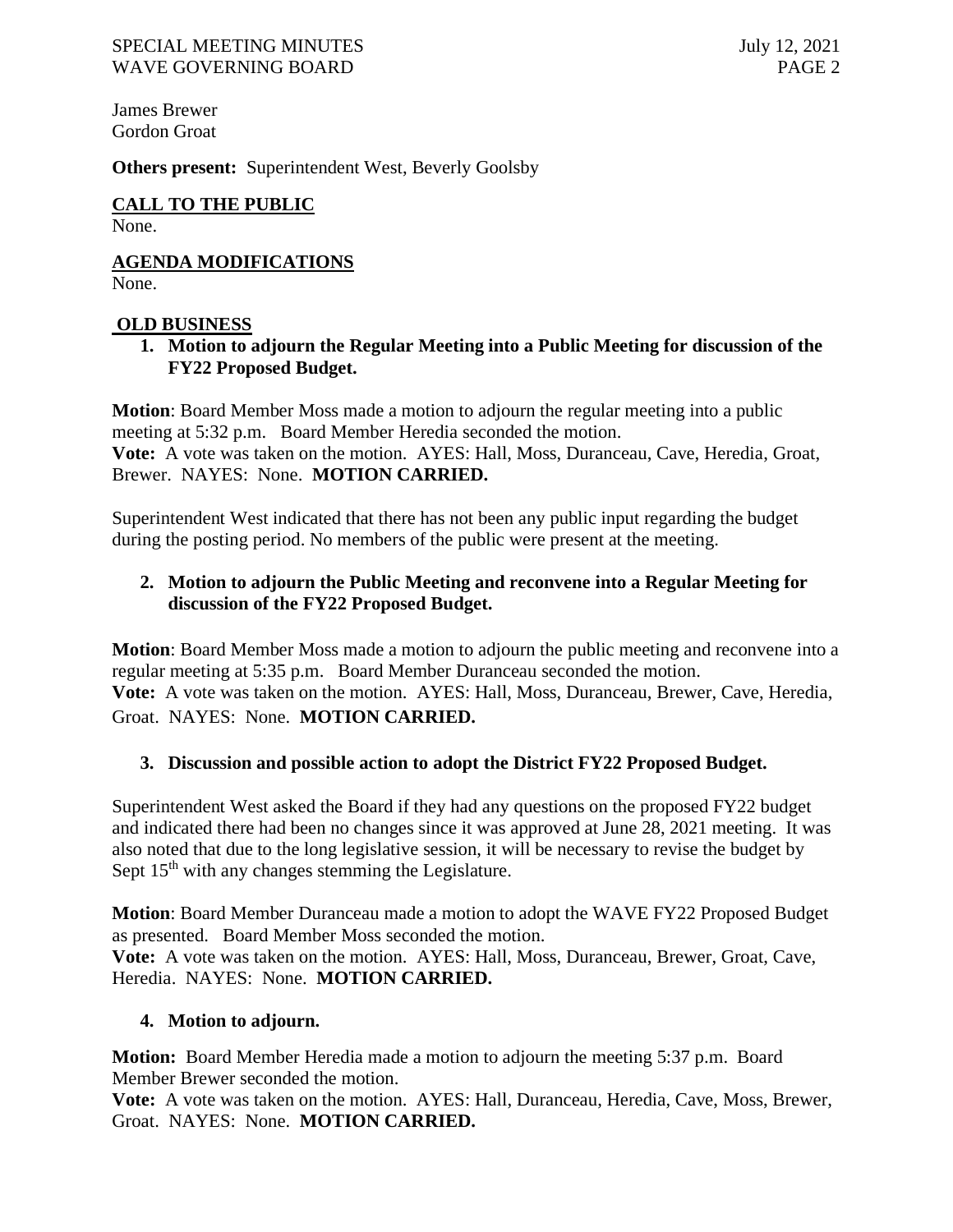James Brewer
Gordon Groat

**Others present:** Superintendent West, Beverly Goolsby

## CALL TO THE PUBLIC

None.

## AGENDA MODIFICATIONS

None.

## OLD BUSINESS

1. **Motion to adjourn the Regular Meeting into a Public Meeting for discussion of the FY22 Proposed Budget.**

**Motion**: Board Member Moss made a motion to adjourn the regular meeting into a public meeting at 5:32 p.m. Board Member Heredia seconded the motion.
**Vote:** A vote was taken on the motion. AYES: Hall, Moss, Duranceau, Cave, Heredia, Groat, Brewer. NAYES: None. **MOTION CARRIED.**

Superintendent West indicated that there has not been any public input regarding the budget during the posting period. No members of the public were present at the meeting.

2. **Motion to adjourn the Public Meeting and reconvene into a Regular Meeting for discussion of the FY22 Proposed Budget.**

**Motion**: Board Member Moss made a motion to adjourn the public meeting and reconvene into a regular meeting at 5:35 p.m. Board Member Duranceau seconded the motion.
**Vote:** A vote was taken on the motion. AYES: Hall, Moss, Duranceau, Brewer, Cave, Heredia, Groat. NAYES: None. **MOTION CARRIED.**

3. **Discussion and possible action to adopt the District FY22 Proposed Budget.**

Superintendent West asked the Board if they had any questions on the proposed FY22 budget and indicated there had been no changes since it was approved at June 28, 2021 meeting. It was also noted that due to the long legislative session, it will be necessary to revise the budget by Sept 15th with any changes stemming the Legislature.

**Motion**: Board Member Duranceau made a motion to adopt the WAVE FY22 Proposed Budget as presented. Board Member Moss seconded the motion.
**Vote:** A vote was taken on the motion. AYES: Hall, Moss, Duranceau, Brewer, Groat, Cave, Heredia. NAYES: None. **MOTION CARRIED.**

4. **Motion to adjourn.**

**Motion:** Board Member Heredia made a motion to adjourn the meeting 5:37 p.m. Board Member Brewer seconded the motion.
**Vote:** A vote was taken on the motion. AYES: Hall, Duranceau, Heredia, Cave, Moss, Brewer, Groat. NAYES: None. **MOTION CARRIED.**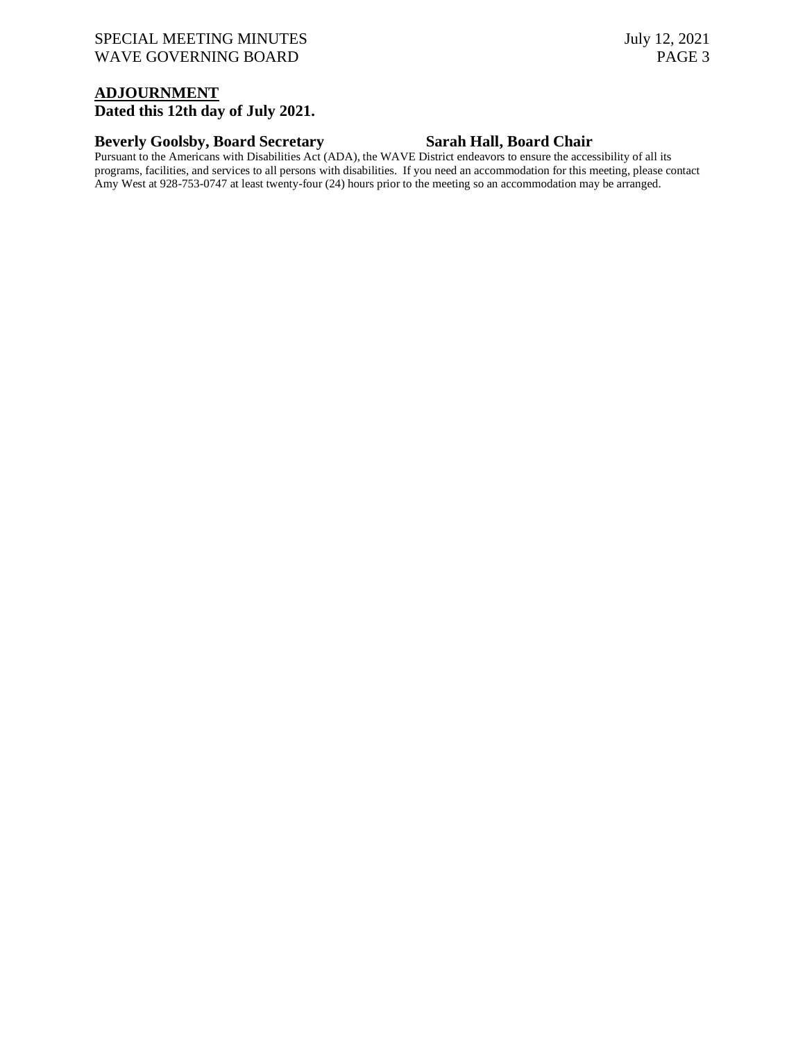**ADJOURNMENT**

**Dated this 12th day of July 2021.**

**Beverly Goolsby, Board Secretary** **Sarah Hall, Board Chair**

Pursuant to the Americans with Disabilities Act (ADA), the WAVE District endeavors to ensure the accessibility of all its programs, facilities, and services to all persons with disabilities. If you need an accommodation for this meeting, please contact Amy West at 928-753-0747 at least twenty-four (24) hours prior to the meeting so an accommodation may be arranged.